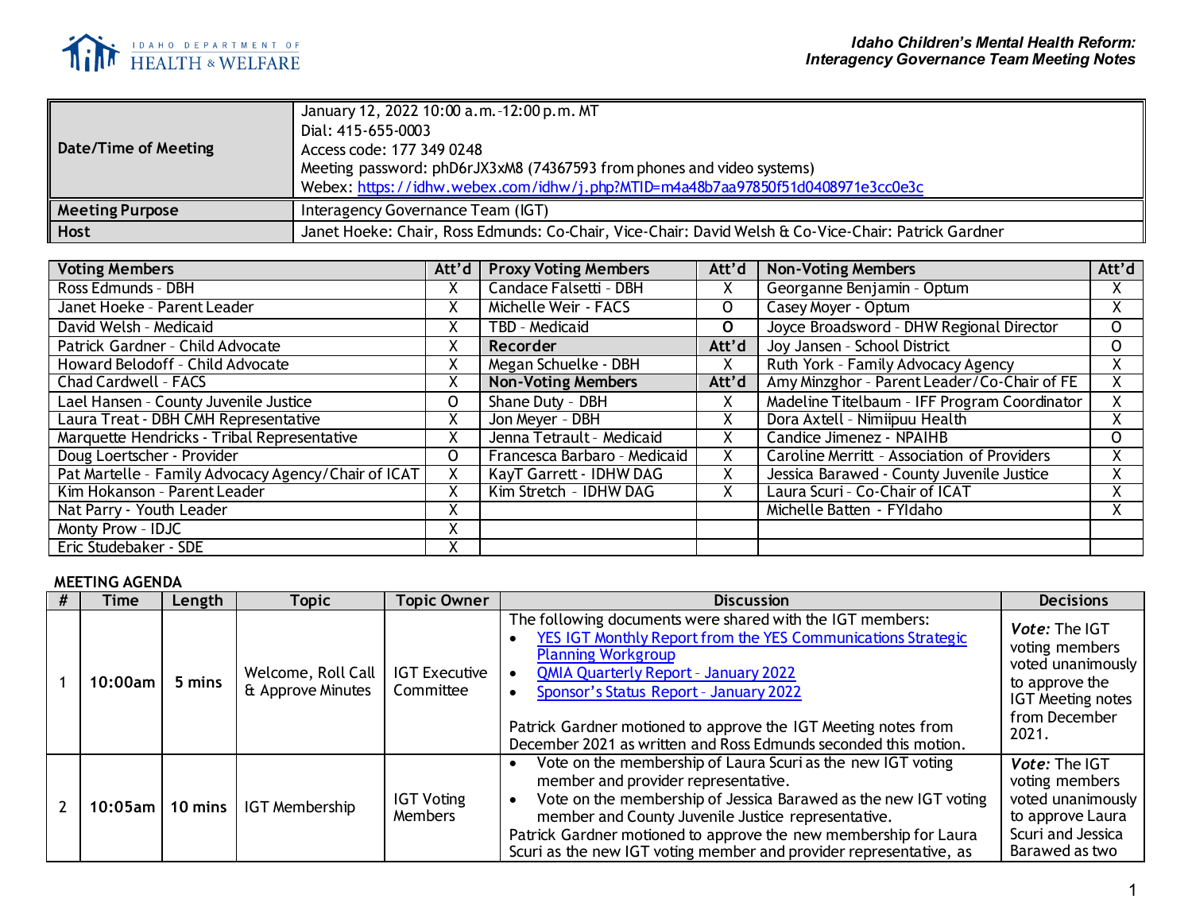**Idaho Children's Mental Health Reform:**
**Interagency Governance Team Meeting Notes**

| | |
|---|---|
| **Date/Time of Meeting** | January 12, 2022 10:00 a.m.-12:00 p.m. MT<br>Dial: 415-655-0003<br>Access code: 177 349 0248<br>Meeting password: phD6rJX3xM8 (74367593 from phones and video systems)<br>Webex: [https://idhw.webex.com/idhw/j.php?MTID=m4a48b7aa97850f51d0408971e3cc0e3c](https://idhw.webex.com/idhw/j.php?MTID=m4a48b7aa97850f51d0408971e3cc0e3c) |
| **Meeting Purpose** | Interagency Governance Team (IGT) |
| **Host** | Janet Hoeke: Chair, Ross Edmunds: Co-Chair, Vice-Chair: David Welsh & Co-Vice-Chair: Patrick Gardner |

| Voting Members | Att'd | Proxy Voting Members | Att'd | Non-Voting Members | Att'd |
|---|---|---|---|---|---|
| Ross Edmunds - DBH | X | Candace Falsetti - DBH | X | Georganne Benjamin - Optum | X |
| Janet Hoeke - Parent Leader | X | Michelle Weir - FACS | O | Casey Moyer - Optum | X |
| David Welsh - Medicaid | X | TBD - Medicaid | **O** | Joyce Broadsword - DHW Regional Director | O |
| Patrick Gardner - Child Advocate | X | **Recorder** | **Att'd** | Joy Jansen - School District | O |
| Howard Belodoff - Child Advocate | X | Megan Schuelke - DBH | X | Ruth York - Family Advocacy Agency | X |
| Chad Cardwell - FACS | X | **Non-Voting Members** | **Att'd** | Amy Minzghor - Parent Leader/Co-Chair of FE | X |
| Lael Hansen - County Juvenile Justice | O | Shane Duty - DBH | X | Madeline Titelbaum - IFF Program Coordinator | X |
| Laura Treat - DBH CMH Representative | X | Jon Meyer - DBH | X | Dora Axtell - Nimiipuu Health | X |
| Marquette Hendricks - Tribal Representative | X | Jenna Tetrault - Medicaid | X | Candice Jimenez - NPAIHB | O |
| Doug Loertscher - Provider | O | Francesca Barbaro - Medicaid | X | Caroline Merritt - Association of Providers | X |
| Pat Martelle - Family Advocacy Agency/Chair of ICAT | X | KayT Garrett - IDHW DAG | X | Jessica Barawed - County Juvenile Justice | X |
| Kim Hokanson - Parent Leader | X | Kim Stretch - IDHW DAG | X | Laura Scuri - Co-Chair of ICAT | X |
| Nat Parry - Youth Leader | X | | | Michelle Batten - FYIdaho | X |
| Monty Prow - IDJC | X | | | | |
| Eric Studebaker - SDE | X | | | | |

**MEETING AGENDA**

| # | Time | Length | Topic | Topic Owner | Discussion | Decisions |
|---|---|---|---|---|---|---|
| 1 | **10:00am** | **5 mins** | Welcome, Roll Call & Approve Minutes | IGT Executive Committee | The following documents were shared with the IGT members:<br>• YES IGT Monthly Report from the YES Communications Strategic Planning Workgroup<br>• QMIA Quarterly Report – January 2022<br>• Sponsor's Status Report – January 2022<br><br>Patrick Gardner motioned to approve the IGT Meeting notes from December 2021 as written and Ross Edmunds seconded this motion. | ***Vote:*** The IGT voting members voted unanimously to approve the IGT Meeting notes from December 2021. |
| 2 | **10:05am** | **10 mins** | IGT Membership | IGT Voting Members | • Vote on the membership of Laura Scuri as the new IGT voting member and provider representative.<br>• Vote on the membership of Jessica Barawed as the new IGT voting member and County Juvenile Justice representative.<br>Patrick Gardner motioned to approve the new membership for Laura Scuri as the new IGT voting member and provider representative, as | ***Vote:*** The IGT voting members voted unanimously to approve Laura Scuri and Jessica Barawed as two |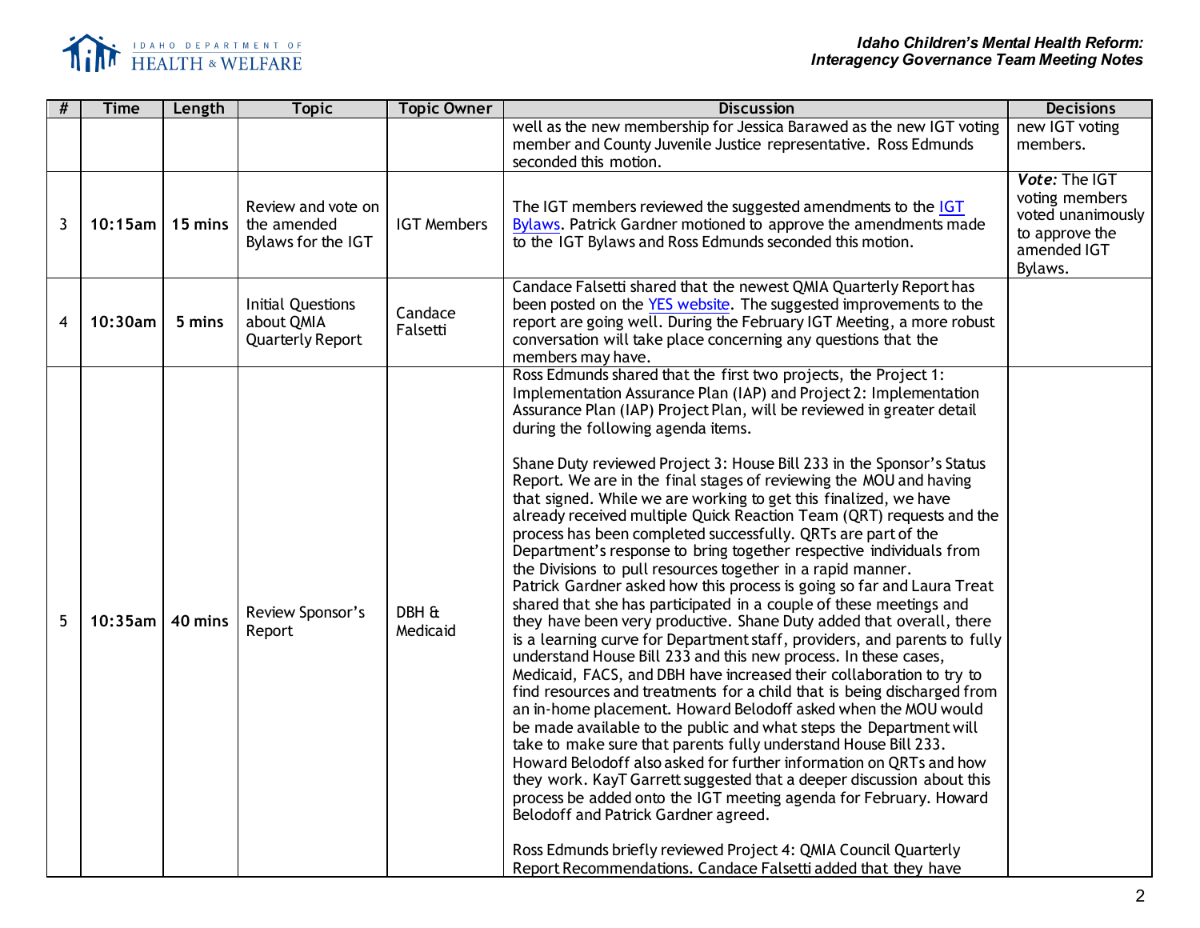| # | Time | Length | Topic | Topic Owner | Discussion | Decisions |
|---|---|---|---|---|---|---|
| | | | | | well as the new membership for Jessica Barawed as the new IGT voting member and County Juvenile Justice representative. Ross Edmunds seconded this motion. | new IGT voting members. |
| 3 | 10:15am | 15 mins | Review and vote on the amended Bylaws for the IGT | IGT Members | The IGT members reviewed the suggested amendments to the IGT Bylaws. Patrick Gardner motioned to approve the amendments made to the IGT Bylaws and Ross Edmunds seconded this motion. | ***Vote:*** The IGT voting members voted unanimously to approve the amended IGT Bylaws. |
| 4 | 10:30am | 5 mins | Initial Questions about QMIA Quarterly Report | Candace Falsetti | Candace Falsetti shared that the newest QMIA Quarterly Report has been posted on the YES website. The suggested improvements to the report are going well. During the February IGT Meeting, a more robust conversation will take place concerning any questions that the members may have. | |
| 5 | 10:35am | 40 mins | Review Sponsor's Report | DBH & Medicaid | Ross Edmunds shared that the first two projects, the Project 1: Implementation Assurance Plan (IAP) and Project 2: Implementation Assurance Plan (IAP) Project Plan, will be reviewed in greater detail during the following agenda items.<br><br>Shane Duty reviewed Project 3: House Bill 233 in the Sponsor's Status Report. We are in the final stages of reviewing the MOU and having that signed. While we are working to get this finalized, we have already received multiple Quick Reaction Team (QRT) requests and the process has been completed successfully. QRTs are part of the Department's response to bring together respective individuals from the Divisions to pull resources together in a rapid manner. Patrick Gardner asked how this process is going so far and Laura Treat shared that she has participated in a couple of these meetings and they have been very productive. Shane Duty added that overall, there is a learning curve for Department staff, providers, and parents to fully understand House Bill 233 and this new process. In these cases, Medicaid, FACS, and DBH have increased their collaboration to try to find resources and treatments for a child that is being discharged from an in-home placement. Howard Belodoff asked when the MOU would be made available to the public and what steps the Department will take to make sure that parents fully understand House Bill 233. Howard Belodoff also asked for further information on QRTs and how they work. KayT Garrett suggested that a deeper discussion about this process be added onto the IGT meeting agenda for February. Howard Belodoff and Patrick Gardner agreed.<br><br>Ross Edmunds briefly reviewed Project 4: QMIA Council Quarterly Report Recommendations. Candace Falsetti added that they have | |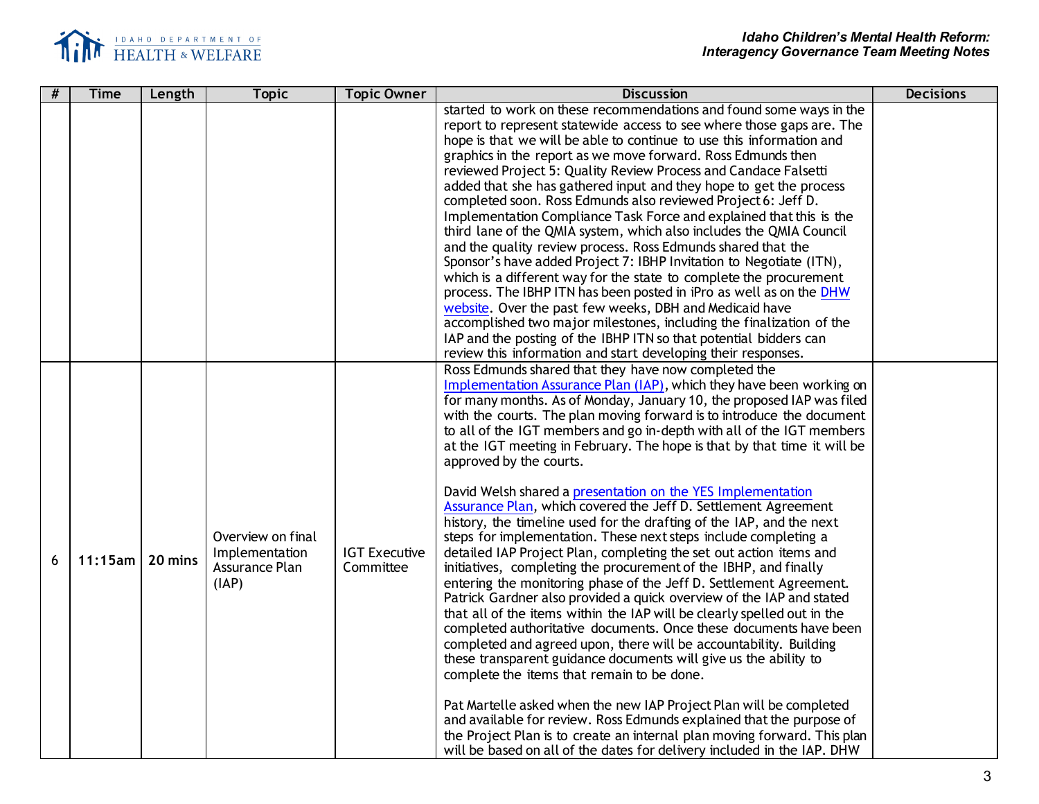| # | Time | Length | Topic | Topic Owner | Discussion | Decisions |
|---|---|---|---|---|---|---|
| | | | | | started to work on these recommendations and found some ways in the report to represent statewide access to see where those gaps are. The hope is that we will be able to continue to use this information and graphics in the report as we move forward. Ross Edmunds then reviewed Project 5: Quality Review Process and Candace Falsetti added that she has gathered input and they hope to get the process completed soon. Ross Edmunds also reviewed Project 6: Jeff D. Implementation Compliance Task Force and explained that this is the third lane of the QMIA system, which also includes the QMIA Council and the quality review process. Ross Edmunds shared that the Sponsor's have added Project 7: IBHP Invitation to Negotiate (ITN), which is a different way for the state to complete the procurement process. The IBHP ITN has been posted in iPro as well as on the DHW website. Over the past few weeks, DBH and Medicaid have accomplished two major milestones, including the finalization of the IAP and the posting of the IBHP ITN so that potential bidders can review this information and start developing their responses. | |
| 6 | 11:15am | 20 mins | Overview on final Implementation Assurance Plan (IAP) | IGT Executive Committee | Ross Edmunds shared that they have now completed the Implementation Assurance Plan (IAP), which they have been working on for many months. As of Monday, January 10, the proposed IAP was filed with the courts. The plan moving forward is to introduce the document to all of the IGT members and go in-depth with all of the IGT members at the IGT meeting in February. The hope is that by that time it will be approved by the courts.<br><br>David Welsh shared a presentation on the YES Implementation Assurance Plan, which covered the Jeff D. Settlement Agreement history, the timeline used for the drafting of the IAP, and the next steps for implementation. These next steps include completing a detailed IAP Project Plan, completing the set out action items and initiatives, completing the procurement of the IBHP, and finally entering the monitoring phase of the Jeff D. Settlement Agreement. Patrick Gardner also provided a quick overview of the IAP and stated that all of the items within the IAP will be clearly spelled out in the completed authoritative documents. Once these documents have been completed and agreed upon, there will be accountability. Building these transparent guidance documents will give us the ability to complete the items that remain to be done.<br><br>Pat Martelle asked when the new IAP Project Plan will be completed and available for review. Ross Edmunds explained that the purpose of the Project Plan is to create an internal plan moving forward. This plan will be based on all of the dates for delivery included in the IAP. DHW | |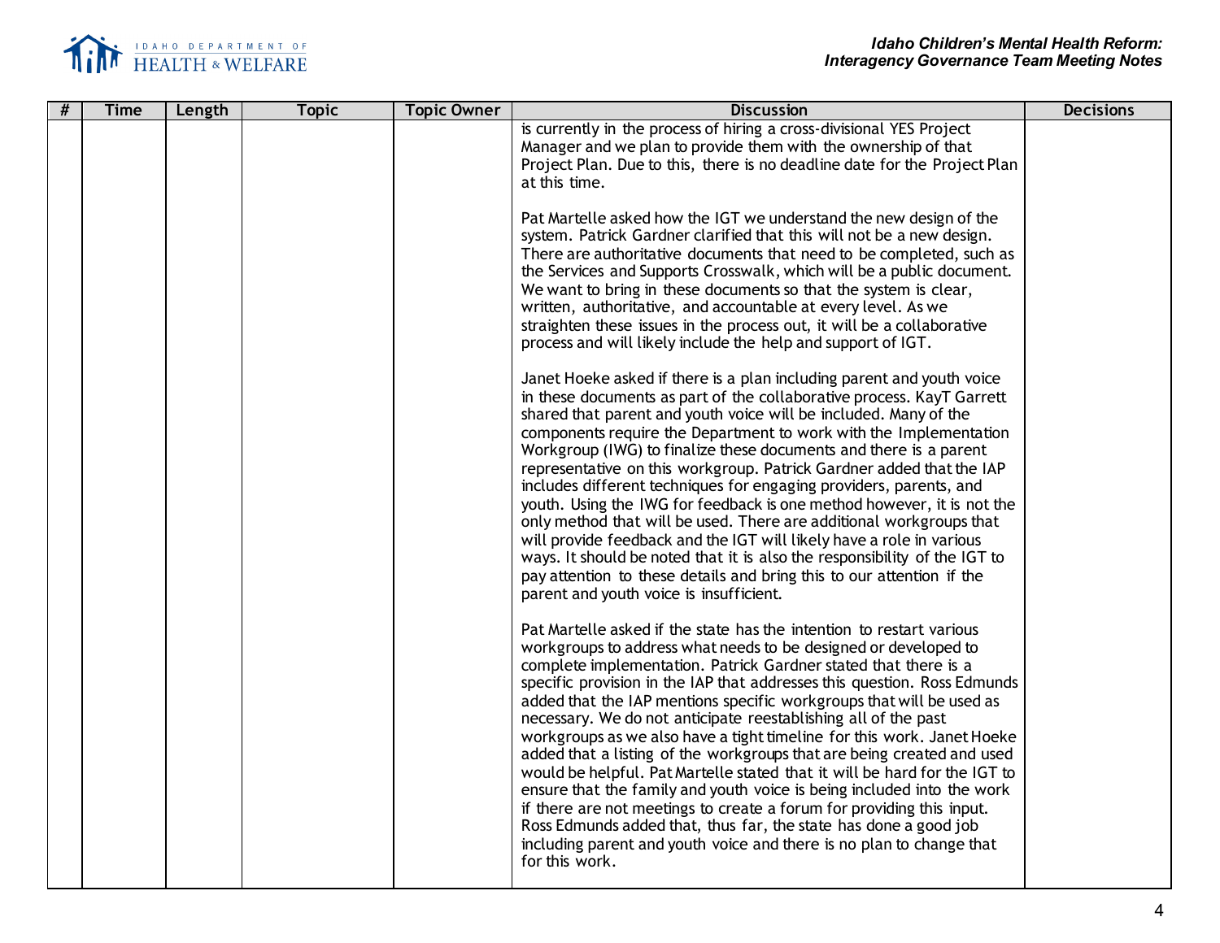| # | Time | Length | Topic | Topic Owner | Discussion | Decisions |
|---|---|---|---|---|---|---|
| | | | | | is currently in the process of hiring a cross-divisional YES Project Manager and we plan to provide them with the ownership of that Project Plan. Due to this, there is no deadline date for the Project Plan at this time.<br><br>Pat Martelle asked how the IGT we understand the new design of the system. Patrick Gardner clarified that this will not be a new design. There are authoritative documents that need to be completed, such as the Services and Supports Crosswalk, which will be a public document. We want to bring in these documents so that the system is clear, written, authoritative, and accountable at every level. As we straighten these issues in the process out, it will be a collaborative process and will likely include the help and support of IGT.<br><br>Janet Hoeke asked if there is a plan including parent and youth voice in these documents as part of the collaborative process. KayT Garrett shared that parent and youth voice will be included. Many of the components require the Department to work with the Implementation Workgroup (IWG) to finalize these documents and there is a parent representative on this workgroup. Patrick Gardner added that the IAP includes different techniques for engaging providers, parents, and youth. Using the IWG for feedback is one method however, it is not the only method that will be used. There are additional workgroups that will provide feedback and the IGT will likely have a role in various ways. It should be noted that it is also the responsibility of the IGT to pay attention to these details and bring this to our attention if the parent and youth voice is insufficient.<br><br>Pat Martelle asked if the state has the intention to restart various workgroups to address what needs to be designed or developed to complete implementation. Patrick Gardner stated that there is a specific provision in the IAP that addresses this question. Ross Edmunds added that the IAP mentions specific workgroups that will be used as necessary. We do not anticipate reestablishing all of the past workgroups as we also have a tight timeline for this work. Janet Hoeke added that a listing of the workgroups that are being created and used would be helpful. Pat Martelle stated that it will be hard for the IGT to ensure that the family and youth voice is being included into the work if there are not meetings to create a forum for providing this input. Ross Edmunds added that, thus far, the state has done a good job including parent and youth voice and there is no plan to change that for this work. | |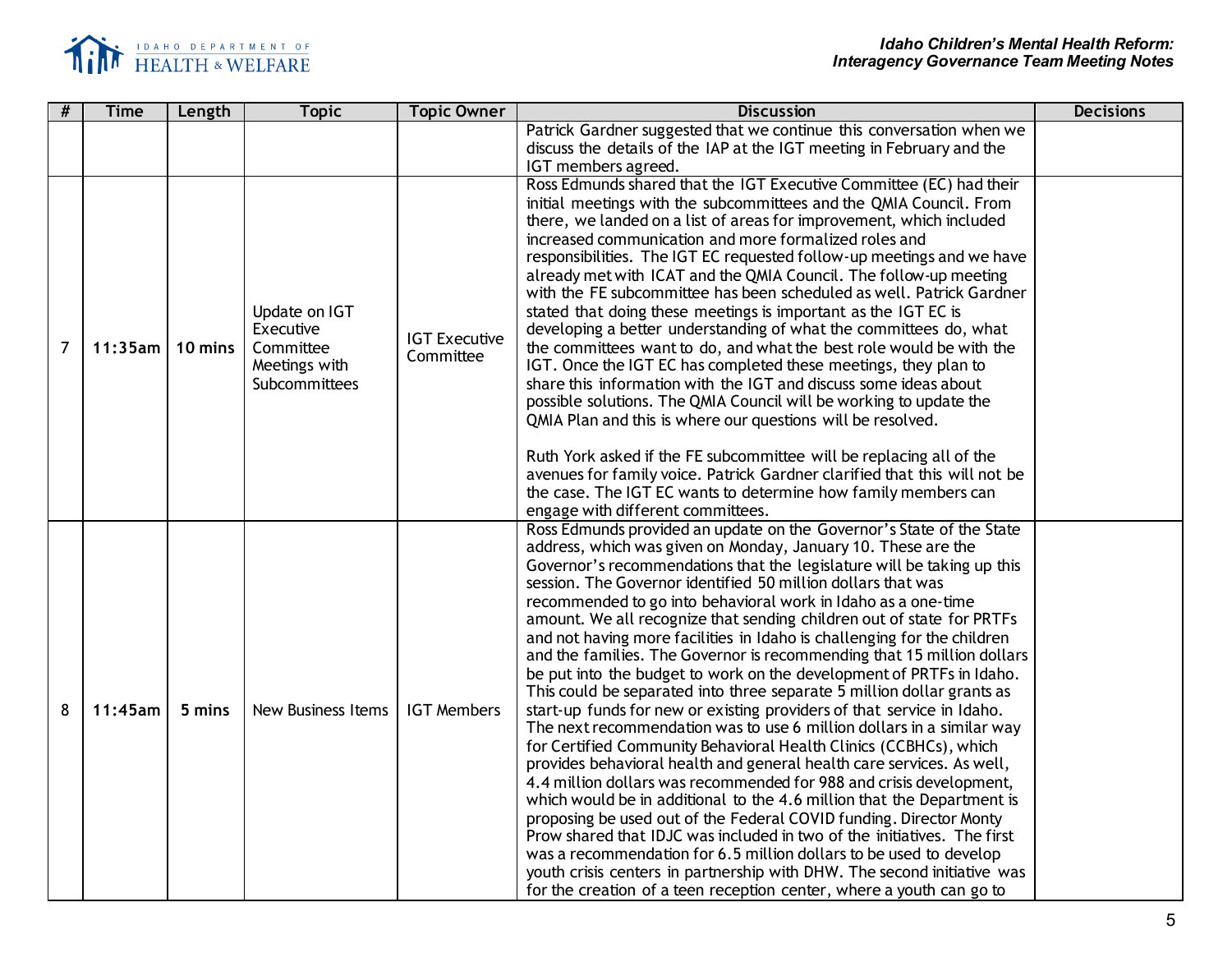| # | Time | Length | Topic | Topic Owner | Discussion | Decisions |
|---|---|---|---|---|---|---|
| | | | | | Patrick Gardner suggested that we continue this conversation when we discuss the details of the IAP at the IGT meeting in February and the IGT members agreed. | |
| 7 | 11:35am | 10 mins | Update on IGT Executive Committee Meetings with Subcommittees | IGT Executive Committee | Ross Edmunds shared that the IGT Executive Committee (EC) had their initial meetings with the subcommittees and the QMIA Council. From there, we landed on a list of areas for improvement, which included increased communication and more formalized roles and responsibilities. The IGT EC requested follow-up meetings and we have already met with ICAT and the QMIA Council. The follow-up meeting with the FE subcommittee has been scheduled as well. Patrick Gardner stated that doing these meetings is important as the IGT EC is developing a better understanding of what the committees do, what the committees want to do, and what the best role would be with the IGT. Once the IGT EC has completed these meetings, they plan to share this information with the IGT and discuss some ideas about possible solutions. The QMIA Council will be working to update the QMIA Plan and this is where our questions will be resolved.<br><br>Ruth York asked if the FE subcommittee will be replacing all of the avenues for family voice. Patrick Gardner clarified that this will not be the case. The IGT EC wants to determine how family members can engage with different committees. | |
| 8 | 11:45am | 5 mins | New Business Items | IGT Members | Ross Edmunds provided an update on the Governor's State of the State address, which was given on Monday, January 10. These are the Governor's recommendations that the legislature will be taking up this session. The Governor identified 50 million dollars that was recommended to go into behavioral work in Idaho as a one-time amount. We all recognize that sending children out of state for PRTFs and not having more facilities in Idaho is challenging for the children and the families. The Governor is recommending that 15 million dollars be put into the budget to work on the development of PRTFs in Idaho. This could be separated into three separate 5 million dollar grants as start-up funds for new or existing providers of that service in Idaho. The next recommendation was to use 6 million dollars in a similar way for Certified Community Behavioral Health Clinics (CCBHCs), which provides behavioral health and general health care services. As well, 4.4 million dollars was recommended for 988 and crisis development, which would be in additional to the 4.6 million that the Department is proposing be used out of the Federal COVID funding. Director Monty Prow shared that IDJC was included in two of the initiatives. The first was a recommendation for 6.5 million dollars to be used to develop youth crisis centers in partnership with DHW. The second initiative was for the creation of a teen reception center, where a youth can go to | |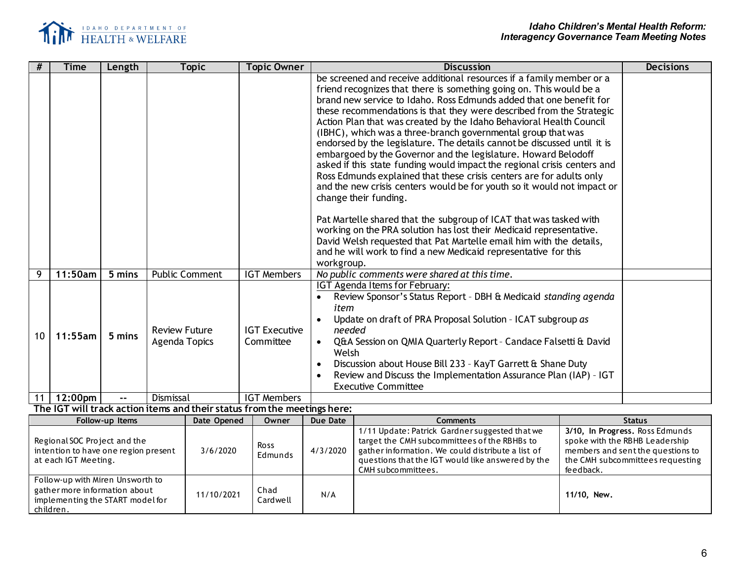| # | Time | Length | Topic | Topic Owner | Discussion | Decisions |
|---|---|---|---|---|---|---|
| | | | | | be screened and receive additional resources if a family member or a friend recognizes that there is something going on. This would be a brand new service to Idaho. Ross Edmunds added that one benefit for these recommendations is that they were described from the Strategic Action Plan that was created by the Idaho Behavioral Health Council (IBHC), which was a three-branch governmental group that was endorsed by the legislature. The details cannot be discussed until it is embargoed by the Governor and the legislature. Howard Belodoff asked if this state funding would impact the regional crisis centers and Ross Edmunds explained that these crisis centers are for adults only and the new crisis centers would be for youth so it would not impact or change their funding.<br><br>Pat Martelle shared that the subgroup of ICAT that was tasked with working on the PRA solution has lost their Medicaid representative. David Welsh requested that Pat Martelle email him with the details, and he will work to find a new Medicaid representative for this workgroup. | |
| 9 | 11:50am | 5 mins | Public Comment | IGT Members | *No public comments were shared at this time.* | |
| 10 | 11:55am | 5 mins | Review Future Agenda Topics | IGT Executive Committee | <u>IGT Agenda Items for February:</u><br>• Review Sponsor's Status Report - DBH & Medicaid *standing agenda item*<br>• Update on draft of PRA Proposal Solution – ICAT subgroup *as needed*<br>• Q&A Session on QMIA Quarterly Report – Candace Falsetti & David Welsh<br>• Discussion about House Bill 233 – KayT Garrett & Shane Duty<br>• Review and Discuss the Implementation Assurance Plan (IAP) – IGT Executive Committee | |
| 11 | 12:00pm | -- | Dismissal | IGT Members | | |

**The IGT will track action items and their status from the meetings here:**

| Follow-up Items | Date Opened | Owner | Due Date | Comments | Status |
|---|---|---|---|---|---|
| Regional SOC Project and the intention to have one region present at each IGT Meeting. | 3/6/2020 | Ross Edmunds | 4/3/2020 | 1/11 Update: Patrick Gardner suggested that we target the CMH subcommittees of the RBHBs to gather information. We could distribute a list of questions that the IGT would like answered by the CMH subcommittees. | **3/10, In Progress.** Ross Edmunds spoke with the RBHB Leadership members and sent the questions to the CMH subcommittees requesting feedback. |
| Follow-up with Miren Unsworth to gather more information about implementing the START model for children. | 11/10/2021 | Chad Cardwell | N/A | | **11/10, New.** |